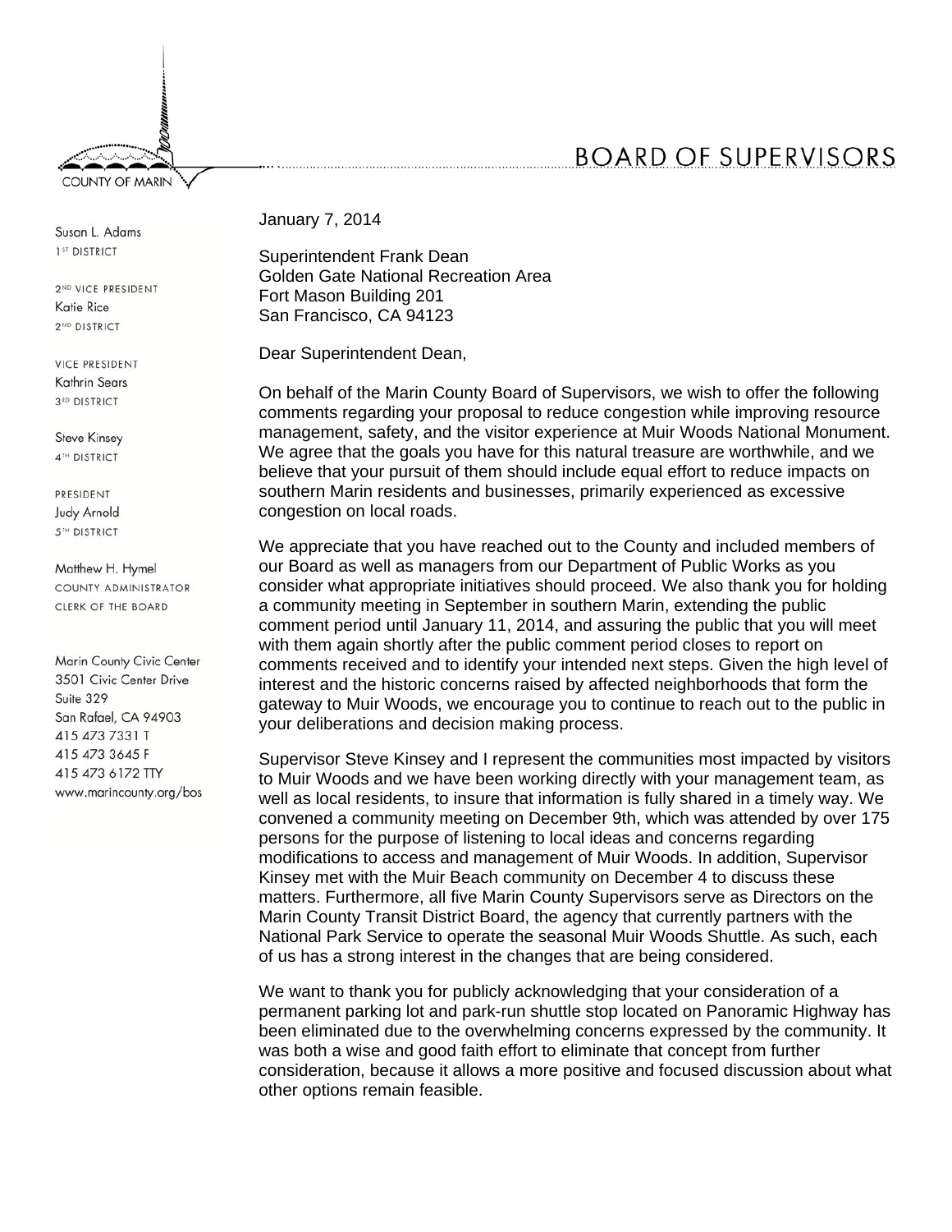COUNTY OF MARIN

# BOARD OF SUPERVISORS

Susan L. Adams
1ST DISTRICT

2ND VICE PRESIDENT
Katie Rice
2ND DISTRICT

VICE PRESIDENT
Kathrin Sears
3RD DISTRICT

Steve Kinsey
4TH DISTRICT

PRESIDENT
Judy Arnold
5TH DISTRICT

Matthew H. Hymel
COUNTY ADMINISTRATOR
CLERK OF THE BOARD

Marin County Civic Center
3501 Civic Center Drive
Suite 329
San Rafael, CA 94903
415 473 7331 T
415 473 3645 F
415 473 6172 TTY
www.marincounty.org/bos

January 7, 2014

Superintendent Frank Dean
Golden Gate National Recreation Area
Fort Mason Building 201
San Francisco, CA 94123

Dear Superintendent Dean,

On behalf of the Marin County Board of Supervisors, we wish to offer the following comments regarding your proposal to reduce congestion while improving resource management, safety, and the visitor experience at Muir Woods National Monument. We agree that the goals you have for this natural treasure are worthwhile, and we believe that your pursuit of them should include equal effort to reduce impacts on southern Marin residents and businesses, primarily experienced as excessive congestion on local roads.

We appreciate that you have reached out to the County and included members of our Board as well as managers from our Department of Public Works as you consider what appropriate initiatives should proceed. We also thank you for holding a community meeting in September in southern Marin, extending the public comment period until January 11, 2014, and assuring the public that you will meet with them again shortly after the public comment period closes to report on comments received and to identify your intended next steps. Given the high level of interest and the historic concerns raised by affected neighborhoods that form the gateway to Muir Woods, we encourage you to continue to reach out to the public in your deliberations and decision making process.

Supervisor Steve Kinsey and I represent the communities most impacted by visitors to Muir Woods and we have been working directly with your management team, as well as local residents, to insure that information is fully shared in a timely way. We convened a community meeting on December 9th, which was attended by over 175 persons for the purpose of listening to local ideas and concerns regarding modifications to access and management of Muir Woods. In addition, Supervisor Kinsey met with the Muir Beach community on December 4 to discuss these matters. Furthermore, all five Marin County Supervisors serve as Directors on the Marin County Transit District Board, the agency that currently partners with the National Park Service to operate the seasonal Muir Woods Shuttle. As such, each of us has a strong interest in the changes that are being considered.

We want to thank you for publicly acknowledging that your consideration of a permanent parking lot and park-run shuttle stop located on Panoramic Highway has been eliminated due to the overwhelming concerns expressed by the community. It was both a wise and good faith effort to eliminate that concept from further consideration, because it allows a more positive and focused discussion about what other options remain feasible.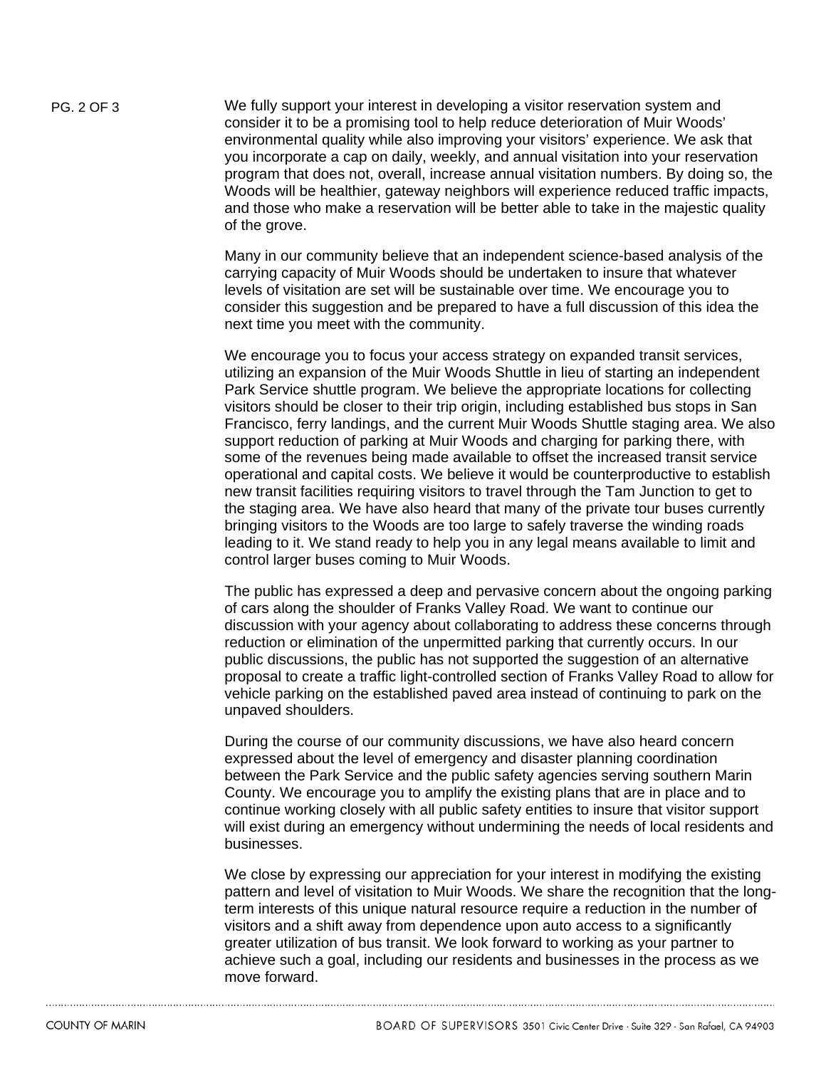We fully support your interest in developing a visitor reservation system and consider it to be a promising tool to help reduce deterioration of Muir Woods' environmental quality while also improving your visitors' experience. We ask that you incorporate a cap on daily, weekly, and annual visitation into your reservation program that does not, overall, increase annual visitation numbers. By doing so, the Woods will be healthier, gateway neighbors will experience reduced traffic impacts, and those who make a reservation will be better able to take in the majestic quality of the grove.

Many in our community believe that an independent science-based analysis of the carrying capacity of Muir Woods should be undertaken to insure that whatever levels of visitation are set will be sustainable over time. We encourage you to consider this suggestion and be prepared to have a full discussion of this idea the next time you meet with the community.

We encourage you to focus your access strategy on expanded transit services, utilizing an expansion of the Muir Woods Shuttle in lieu of starting an independent Park Service shuttle program. We believe the appropriate locations for collecting visitors should be closer to their trip origin, including established bus stops in San Francisco, ferry landings, and the current Muir Woods Shuttle staging area. We also support reduction of parking at Muir Woods and charging for parking there, with some of the revenues being made available to offset the increased transit service operational and capital costs. We believe it would be counterproductive to establish new transit facilities requiring visitors to travel through the Tam Junction to get to the staging area. We have also heard that many of the private tour buses currently bringing visitors to the Woods are too large to safely traverse the winding roads leading to it. We stand ready to help you in any legal means available to limit and control larger buses coming to Muir Woods.

The public has expressed a deep and pervasive concern about the ongoing parking of cars along the shoulder of Franks Valley Road. We want to continue our discussion with your agency about collaborating to address these concerns through reduction or elimination of the unpermitted parking that currently occurs. In our public discussions, the public has not supported the suggestion of an alternative proposal to create a traffic light-controlled section of Franks Valley Road to allow for vehicle parking on the established paved area instead of continuing to park on the unpaved shoulders.

During the course of our community discussions, we have also heard concern expressed about the level of emergency and disaster planning coordination between the Park Service and the public safety agencies serving southern Marin County. We encourage you to amplify the existing plans that are in place and to continue working closely with all public safety entities to insure that visitor support will exist during an emergency without undermining the needs of local residents and businesses.

We close by expressing our appreciation for your interest in modifying the existing pattern and level of visitation to Muir Woods. We share the recognition that the long-term interests of this unique natural resource require a reduction in the number of visitors and a shift away from dependence upon auto access to a significantly greater utilization of bus transit. We look forward to working as your partner to achieve such a goal, including our residents and businesses in the process as we move forward.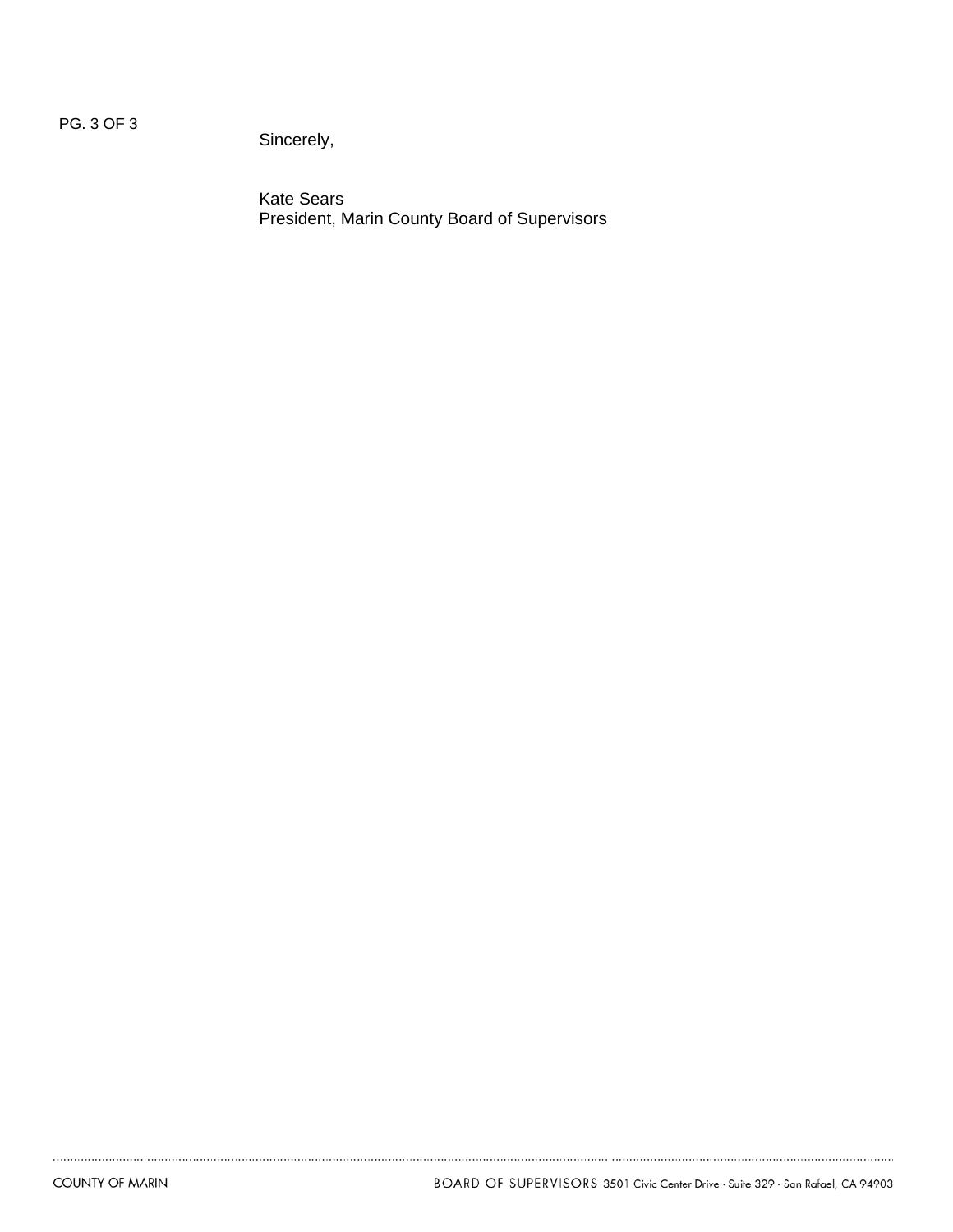Sincerely,

Kate Sears
President, Marin County Board of Supervisors